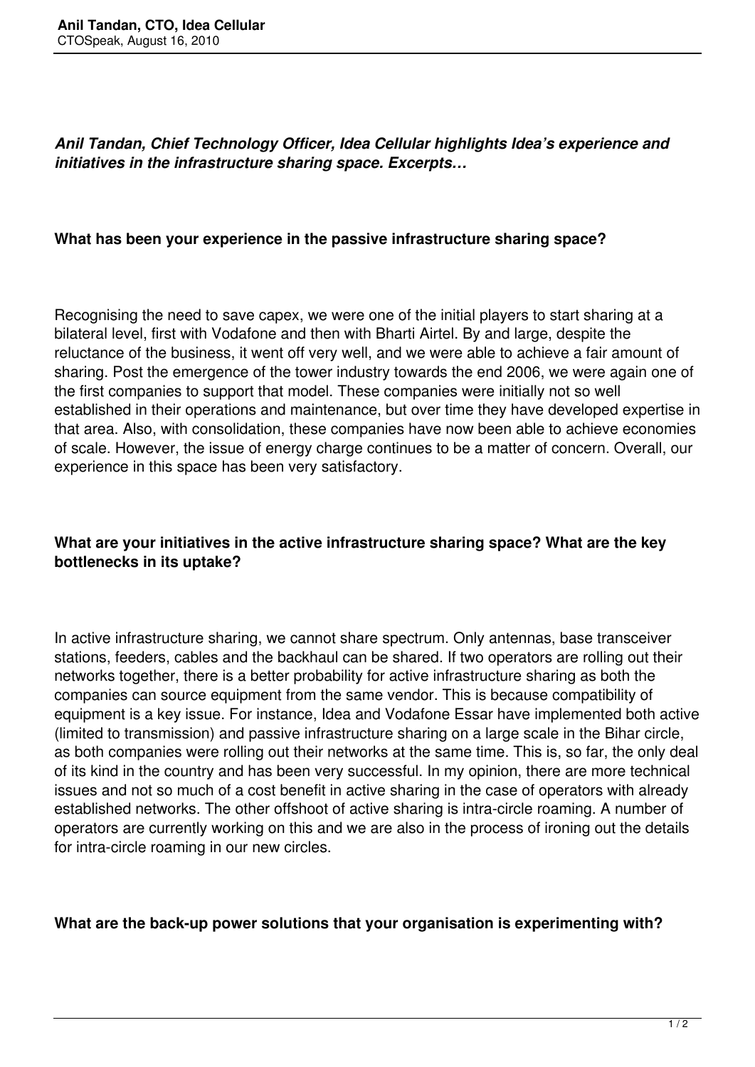***Anil Tandan, Chief Technology Officer, Idea Cellular highlights Idea's experience and initiatives in the infrastructure sharing space. Excerpts…***

**What has been your experience in the passive infrastructure sharing space?**

Recognising the need to save capex, we were one of the initial players to start sharing at a bilateral level, first with Vodafone and then with Bharti Airtel. By and large, despite the reluctance of the business, it went off very well, and we were able to achieve a fair amount of sharing. Post the emergence of the tower industry towards the end 2006, we were again one of the first companies to support that model. These companies were initially not so well established in their operations and maintenance, but over time they have developed expertise in that area. Also, with consolidation, these companies have now been able to achieve economies of scale. However, the issue of energy charge continues to be a matter of concern. Overall, our experience in this space has been very satisfactory.

**What are your initiatives in the active infrastructure sharing space? What are the key bottlenecks in its uptake?**

In active infrastructure sharing, we cannot share spectrum. Only antennas, base transceiver stations, feeders, cables and the backhaul can be shared. If two operators are rolling out their networks together, there is a better probability for active infrastructure sharing as both the companies can source equipment from the same vendor. This is because compatibility of equipment is a key issue. For instance, Idea and Vodafone Essar have implemented both active (limited to transmission) and passive infrastructure sharing on a large scale in the Bihar circle, as both companies were rolling out their networks at the same time. This is, so far, the only deal of its kind in the country and has been very successful. In my opinion, there are more technical issues and not so much of a cost benefit in active sharing in the case of operators with already established networks. The other offshoot of active sharing is intra-circle roaming. A number of operators are currently working on this and we are also in the process of ironing out the details for intra-circle roaming in our new circles.

**What are the back-up power solutions that your organisation is experimenting with?**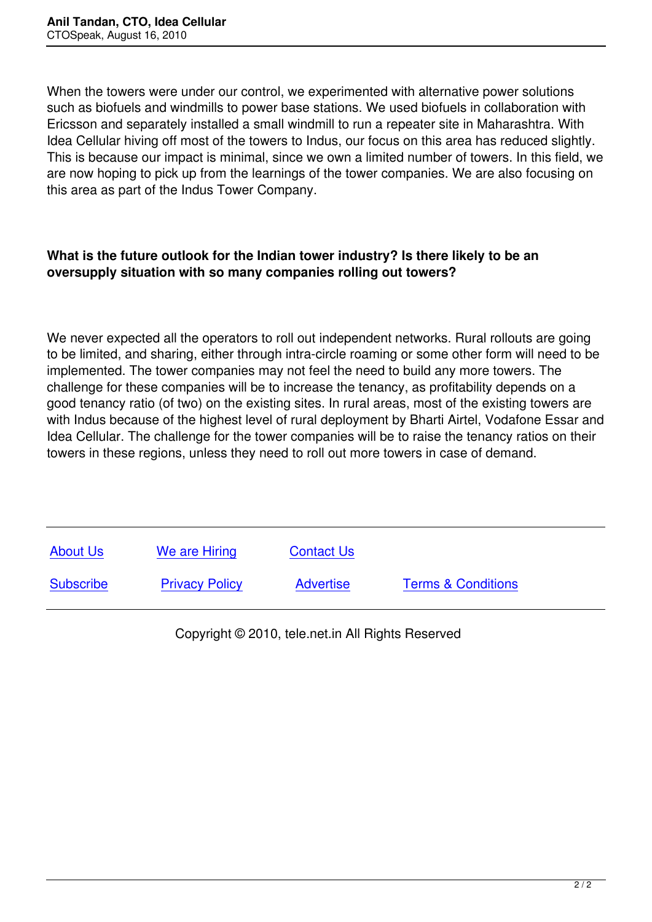When the towers were under our control, we experimented with alternative power solutions such as biofuels and windmills to power base stations. We used biofuels in collaboration with Ericsson and separately installed a small windmill to run a repeater site in Maharashtra. With Idea Cellular hiving off most of the towers to Indus, our focus on this area has reduced slightly. This is because our impact is minimal, since we own a limited number of towers. In this field, we are now hoping to pick up from the learnings of the tower companies. We are also focusing on this area as part of the Indus Tower Company.

**What is the future outlook for the Indian tower industry? Is there likely to be an oversupply situation with so many companies rolling out towers?**

We never expected all the operators to roll out independent networks. Rural rollouts are going to be limited, and sharing, either through intra-circle roaming or some other form will need to be implemented. The tower companies may not feel the need to build any more towers. The challenge for these companies will be to increase the tenancy, as profitability depends on a good tenancy ratio (of two) on the existing sites. In rural areas, most of the existing towers are with Indus because of the highest level of rural deployment by Bharti Airtel, Vodafone Essar and Idea Cellular. The challenge for the tower companies will be to raise the tenancy ratios on their towers in these regions, unless they need to roll out more towers in case of demand.

About Us | We are Hiring | Contact Us

Subscribe | Privacy Policy | Advertise | Terms & Conditions

Copyright © 2010, tele.net.in All Rights Reserved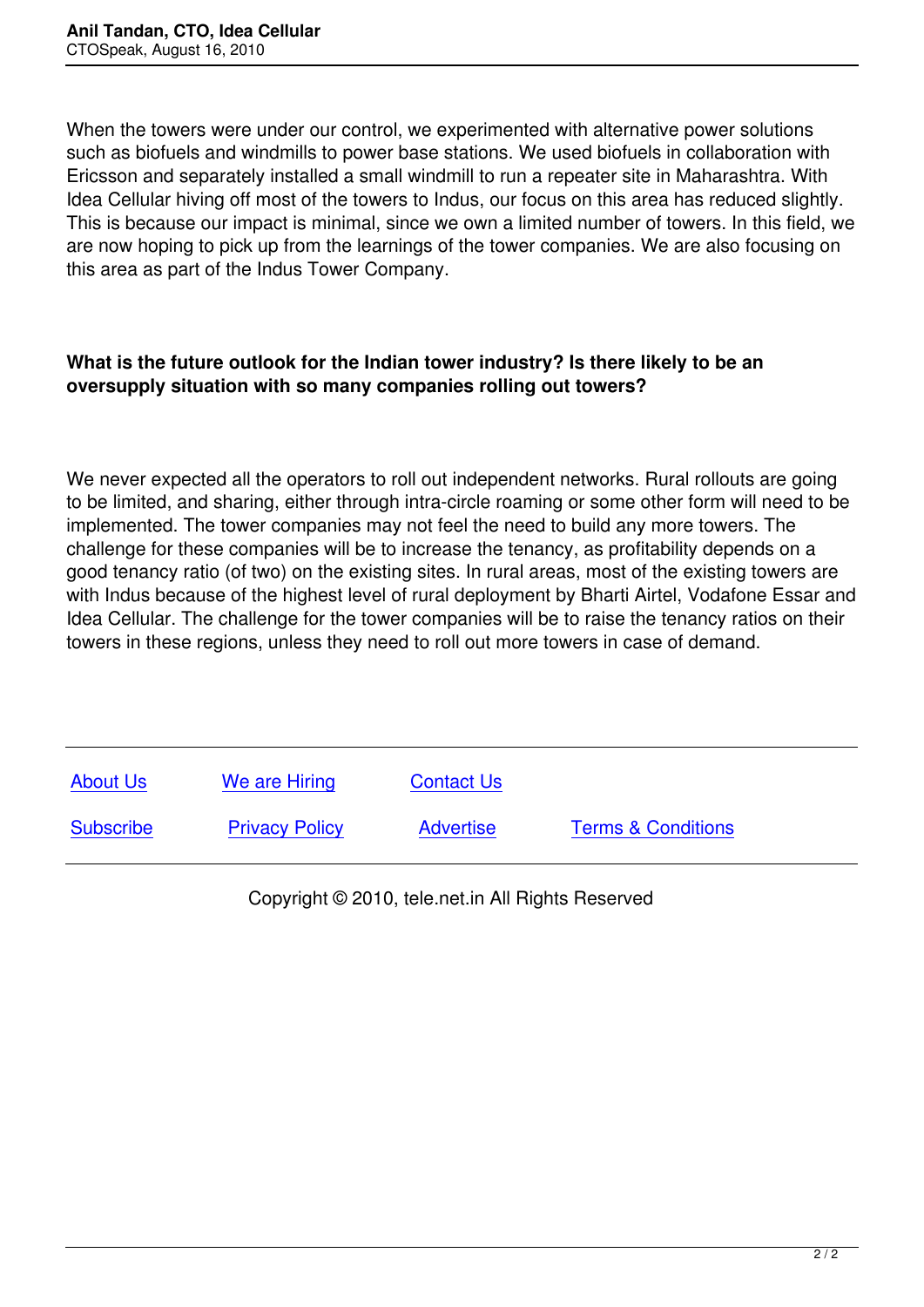When the towers were under our control, we experimented with alternative power solutions such as biofuels and windmills to power base stations. We used biofuels in collaboration with Ericsson and separately installed a small windmill to run a repeater site in Maharashtra. With Idea Cellular hiving off most of the towers to Indus, our focus on this area has reduced slightly. This is because our impact is minimal, since we own a limited number of towers. In this field, we are now hoping to pick up from the learnings of the tower companies. We are also focusing on this area as part of the Indus Tower Company.

**What is the future outlook for the Indian tower industry? Is there likely to be an oversupply situation with so many companies rolling out towers?**

We never expected all the operators to roll out independent networks. Rural rollouts are going to be limited, and sharing, either through intra-circle roaming or some other form will need to be implemented. The tower companies may not feel the need to build any more towers. The challenge for these companies will be to increase the tenancy, as profitability depends on a good tenancy ratio (of two) on the existing sites. In rural areas, most of the existing towers are with Indus because of the highest level of rural deployment by Bharti Airtel, Vodafone Essar and Idea Cellular. The challenge for the tower companies will be to raise the tenancy ratios on their towers in these regions, unless they need to roll out more towers in case of demand.

About Us | We are Hiring | Contact Us

Subscribe | Privacy Policy | Advertise | Terms & Conditions

Copyright © 2010, tele.net.in All Rights Reserved